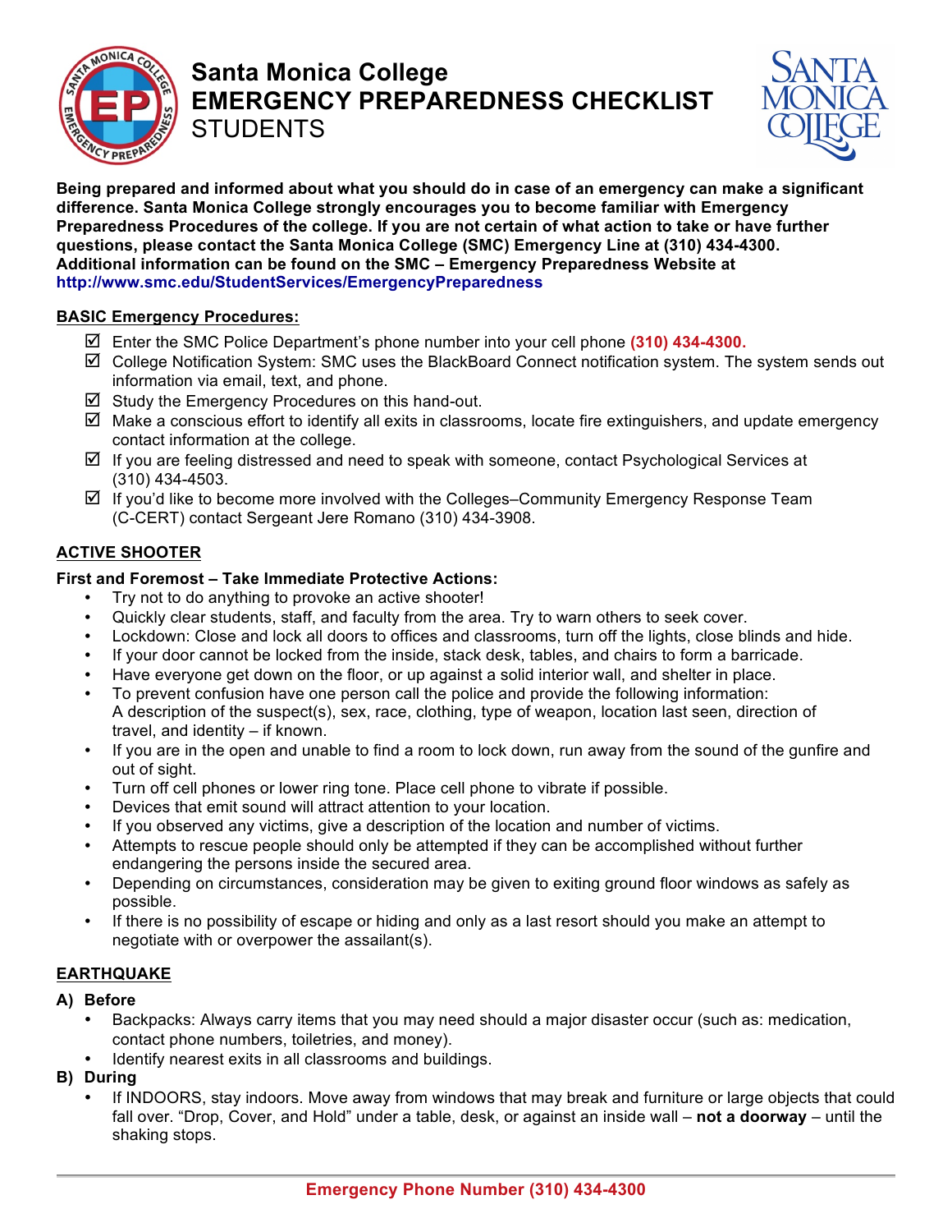# Santa Monica College
# EMERGENCY PREPAREDNESS CHECKLIST
## STUDENTS

**Being prepared and informed about what you should do in case of an emergency can make a significant difference. Santa Monica College strongly encourages you to become familiar with Emergency Preparedness Procedures of the college. If you are not certain of what action to take or have further questions, please contact the Santa Monica College (SMC) Emergency Line at (310) 434-4300. Additional information can be found on the SMC – Emergency Preparedness Website at http://www.smc.edu/StudentServices/EmergencyPreparedness**

### BASIC Emergency Procedures:

- ☑ Enter the SMC Police Department's phone number into your cell phone **(310) 434-4300.**
- ☑ College Notification System: SMC uses the BlackBoard Connect notification system. The system sends out information via email, text, and phone.
- ☑ Study the Emergency Procedures on this hand-out.
- ☑ Make a conscious effort to identify all exits in classrooms, locate fire extinguishers, and update emergency contact information at the college.
- ☑ If you are feeling distressed and need to speak with someone, contact Psychological Services at (310) 434-4503.
- ☑ If you'd like to become more involved with the Colleges–Community Emergency Response Team (C-CERT) contact Sergeant Jere Romano (310) 434-3908.

### ACTIVE SHOOTER

**First and Foremost – Take Immediate Protective Actions:**

- Try not to do anything to provoke an active shooter!
- Quickly clear students, staff, and faculty from the area. Try to warn others to seek cover.
- Lockdown: Close and lock all doors to offices and classrooms, turn off the lights, close blinds and hide.
- If your door cannot be locked from the inside, stack desk, tables, and chairs to form a barricade.
- Have everyone get down on the floor, or up against a solid interior wall, and shelter in place.
- To prevent confusion have one person call the police and provide the following information: A description of the suspect(s), sex, race, clothing, type of weapon, location last seen, direction of travel, and identity – if known.
- If you are in the open and unable to find a room to lock down, run away from the sound of the gunfire and out of sight.
- Turn off cell phones or lower ring tone. Place cell phone to vibrate if possible.
- Devices that emit sound will attract attention to your location.
- If you observed any victims, give a description of the location and number of victims.
- Attempts to rescue people should only be attempted if they can be accomplished without further endangering the persons inside the secured area.
- Depending on circumstances, consideration may be given to exiting ground floor windows as safely as possible.
- If there is no possibility of escape or hiding and only as a last resort should you make an attempt to negotiate with or overpower the assailant(s).

### EARTHQUAKE

**A) Before**

- Backpacks: Always carry items that you may need should a major disaster occur (such as: medication, contact phone numbers, toiletries, and money).
- Identify nearest exits in all classrooms and buildings.

**B) During**

- If INDOORS, stay indoors. Move away from windows that may break and furniture or large objects that could fall over. "Drop, Cover, and Hold" under a table, desk, or against an inside wall – **not a doorway** – until the shaking stops.

**Emergency Phone Number (310) 434-4300**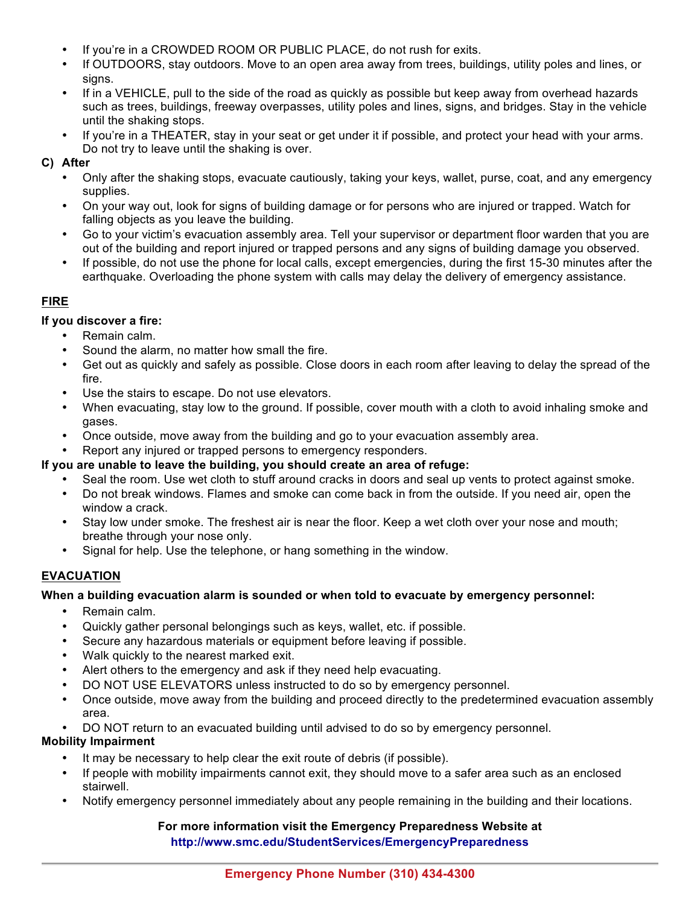- If you're in a CROWDED ROOM OR PUBLIC PLACE, do not rush for exits.
- If OUTDOORS, stay outdoors. Move to an open area away from trees, buildings, utility poles and lines, or signs.
- If in a VEHICLE, pull to the side of the road as quickly as possible but keep away from overhead hazards such as trees, buildings, freeway overpasses, utility poles and lines, signs, and bridges. Stay in the vehicle until the shaking stops.
- If you're in a THEATER, stay in your seat or get under it if possible, and protect your head with your arms. Do not try to leave until the shaking is over.

**C) After**

- Only after the shaking stops, evacuate cautiously, taking your keys, wallet, purse, coat, and any emergency supplies.
- On your way out, look for signs of building damage or for persons who are injured or trapped. Watch for falling objects as you leave the building.
- Go to your victim's evacuation assembly area. Tell your supervisor or department floor warden that you are out of the building and report injured or trapped persons and any signs of building damage you observed.
- If possible, do not use the phone for local calls, except emergencies, during the first 15-30 minutes after the earthquake. Overloading the phone system with calls may delay the delivery of emergency assistance.

## FIRE

**If you discover a fire:**

- Remain calm.
- Sound the alarm, no matter how small the fire.
- Get out as quickly and safely as possible. Close doors in each room after leaving to delay the spread of the fire.
- Use the stairs to escape. Do not use elevators.
- When evacuating, stay low to the ground. If possible, cover mouth with a cloth to avoid inhaling smoke and gases.
- Once outside, move away from the building and go to your evacuation assembly area.
- Report any injured or trapped persons to emergency responders.

**If you are unable to leave the building, you should create an area of refuge:**

- Seal the room. Use wet cloth to stuff around cracks in doors and seal up vents to protect against smoke.
- Do not break windows. Flames and smoke can come back in from the outside. If you need air, open the window a crack.
- Stay low under smoke. The freshest air is near the floor. Keep a wet cloth over your nose and mouth; breathe through your nose only.
- Signal for help. Use the telephone, or hang something in the window.

## EVACUATION

**When a building evacuation alarm is sounded or when told to evacuate by emergency personnel:**

- Remain calm.
- Quickly gather personal belongings such as keys, wallet, etc. if possible.
- Secure any hazardous materials or equipment before leaving if possible.
- Walk quickly to the nearest marked exit.
- Alert others to the emergency and ask if they need help evacuating.
- DO NOT USE ELEVATORS unless instructed to do so by emergency personnel.
- Once outside, move away from the building and proceed directly to the predetermined evacuation assembly area.
- DO NOT return to an evacuated building until advised to do so by emergency personnel.

**Mobility Impairment**

- It may be necessary to help clear the exit route of debris (if possible).
- If people with mobility impairments cannot exit, they should move to a safer area such as an enclosed stairwell.
- Notify emergency personnel immediately about any people remaining in the building and their locations.

**For more information visit the Emergency Preparedness Website at**
**http://www.smc.edu/StudentServices/EmergencyPreparedness**

**Emergency Phone Number (310) 434-4300**